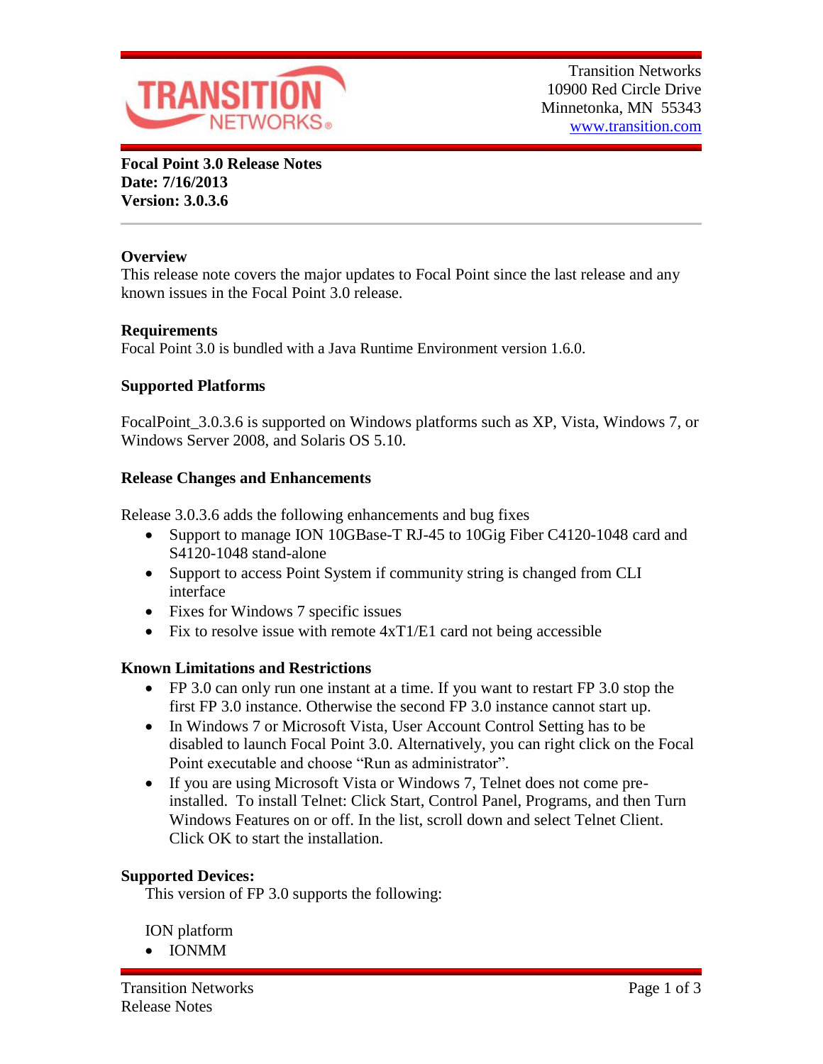Transition Networks
10900 Red Circle Drive
Minnetonka, MN 55343
www.transition.com

**Focal Point 3.0 Release Notes**
**Date: 7/16/2013**
**Version: 3.0.3.6**

---

### Overview

This release note covers the major updates to Focal Point since the last release and any known issues in the Focal Point 3.0 release.

### Requirements

Focal Point 3.0 is bundled with a Java Runtime Environment version 1.6.0.

### Supported Platforms

FocalPoint_3.0.3.6 is supported on Windows platforms such as XP, Vista, Windows 7, or Windows Server 2008, and Solaris OS 5.10.

### Release Changes and Enhancements

Release 3.0.3.6 adds the following enhancements and bug fixes

- Support to manage ION 10GBase-T RJ-45 to 10Gig Fiber C4120-1048 card and S4120-1048 stand-alone
- Support to access Point System if community string is changed from CLI interface
- Fixes for Windows 7 specific issues
- Fix to resolve issue with remote 4xT1/E1 card not being accessible

### Known Limitations and Restrictions

- FP 3.0 can only run one instant at a time. If you want to restart FP 3.0 stop the first FP 3.0 instance. Otherwise the second FP 3.0 instance cannot start up.
- In Windows 7 or Microsoft Vista, User Account Control Setting has to be disabled to launch Focal Point 3.0. Alternatively, you can right click on the Focal Point executable and choose "Run as administrator".
- If you are using Microsoft Vista or Windows 7, Telnet does not come pre-installed. To install Telnet: Click Start, Control Panel, Programs, and then Turn Windows Features on or off. In the list, scroll down and select Telnet Client. Click OK to start the installation.

### Supported Devices:

This version of FP 3.0 supports the following:

ION platform

- IONMM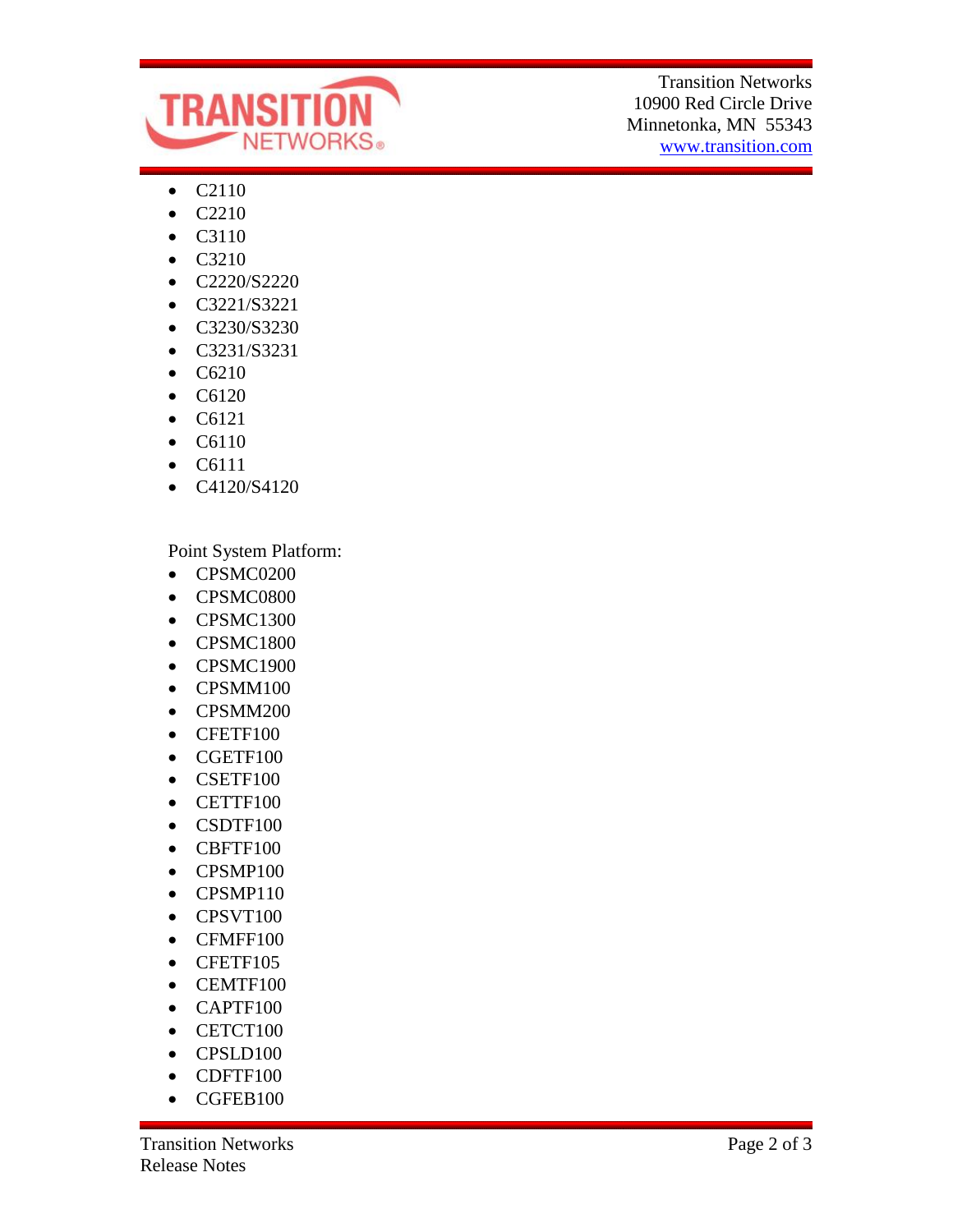- C2110
- C2210
- C3110
- C3210
- C2220/S2220
- C3221/S3221
- C3230/S3230
- C3231/S3231
- C6210
- C6120
- C6121
- C6110
- C6111
- C4120/S4120

Point System Platform:

- CPSMC0200
- CPSMC0800
- CPSMC1300
- CPSMC1800
- CPSMC1900
- CPSMM100
- CPSMM200
- CFETF100
- CGETF100
- CSETF100
- CETTF100
- CSDTF100
- CBFTF100
- CPSMP100
- CPSMP110
- CPSVT100
- CFMFF100
- CFETF105
- CEMTF100
- CAPTF100
- CETCT100
- CPSLD100
- CDFTF100
- CGFEB100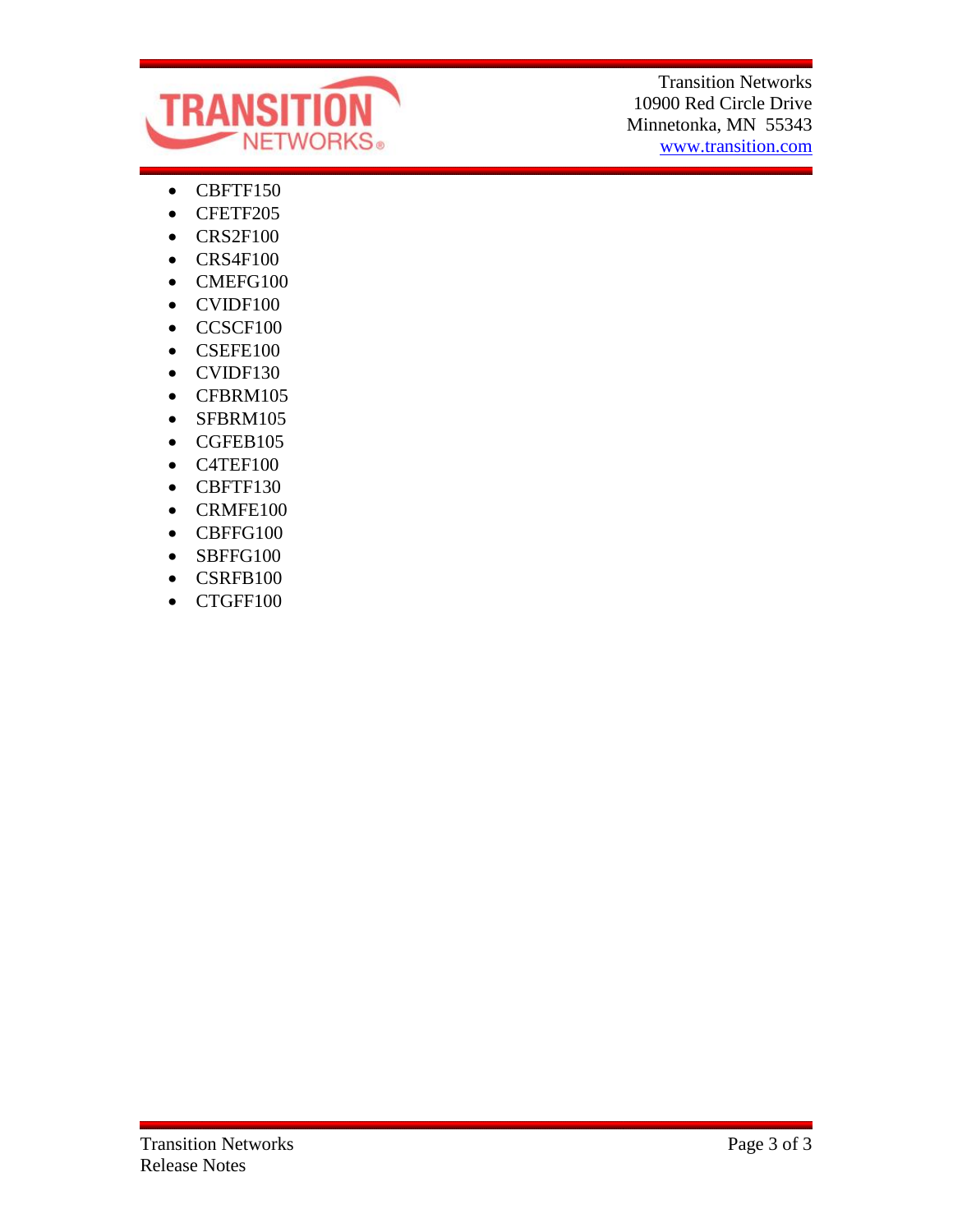- CBFTF150
- CFETF205
- CRS2F100
- CRS4F100
- CMEFG100
- CVIDF100
- CCSCF100
- CSEFE100
- CVIDF130
- CFBRM105
- SFBRM105
- CGFEB105
- C4TEF100
- CBFTF130
- CRMFE100
- CBFFG100
- SBFFG100
- CSRFB100
- CTGFF100